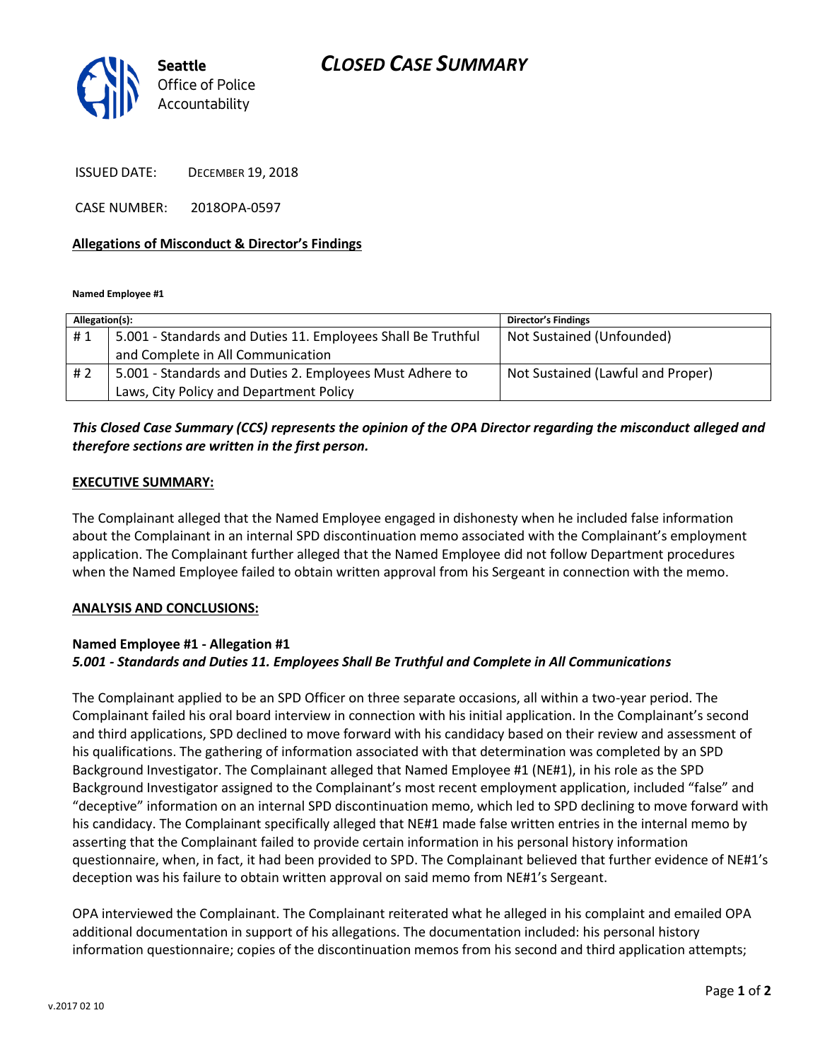# *CLOSED CASE SUMMARY*

Seattle Office of Police Accountability

ISSUED DATE: DECEMBER 19, 2018

CASE NUMBER: 2018OPA-0597

**Allegations of Misconduct & Director's Findings**

**Named Employee #1**

| Allegation(s): | | Director's Findings |
|---|---|---|
| # 1 | 5.001 - Standards and Duties 11. Employees Shall Be Truthful and Complete in All Communication | Not Sustained (Unfounded) |
| # 2 | 5.001 - Standards and Duties 2. Employees Must Adhere to Laws, City Policy and Department Policy | Not Sustained (Lawful and Proper) |

***This Closed Case Summary (CCS) represents the opinion of the OPA Director regarding the misconduct alleged and therefore sections are written in the first person.***

**EXECUTIVE SUMMARY:**

The Complainant alleged that the Named Employee engaged in dishonesty when he included false information about the Complainant in an internal SPD discontinuation memo associated with the Complainant's employment application. The Complainant further alleged that the Named Employee did not follow Department procedures when the Named Employee failed to obtain written approval from his Sergeant in connection with the memo.

**ANALYSIS AND CONCLUSIONS:**

**Named Employee #1 - Allegation #1**
***5.001 - Standards and Duties 11. Employees Shall Be Truthful and Complete in All Communications***

The Complainant applied to be an SPD Officer on three separate occasions, all within a two-year period. The Complainant failed his oral board interview in connection with his initial application. In the Complainant's second and third applications, SPD declined to move forward with his candidacy based on their review and assessment of his qualifications. The gathering of information associated with that determination was completed by an SPD Background Investigator. The Complainant alleged that Named Employee #1 (NE#1), in his role as the SPD Background Investigator assigned to the Complainant's most recent employment application, included "false" and "deceptive" information on an internal SPD discontinuation memo, which led to SPD declining to move forward with his candidacy. The Complainant specifically alleged that NE#1 made false written entries in the internal memo by asserting that the Complainant failed to provide certain information in his personal history information questionnaire, when, in fact, it had been provided to SPD. The Complainant believed that further evidence of NE#1's deception was his failure to obtain written approval on said memo from NE#1's Sergeant.

OPA interviewed the Complainant. The Complainant reiterated what he alleged in his complaint and emailed OPA additional documentation in support of his allegations. The documentation included: his personal history information questionnaire; copies of the discontinuation memos from his second and third application attempts;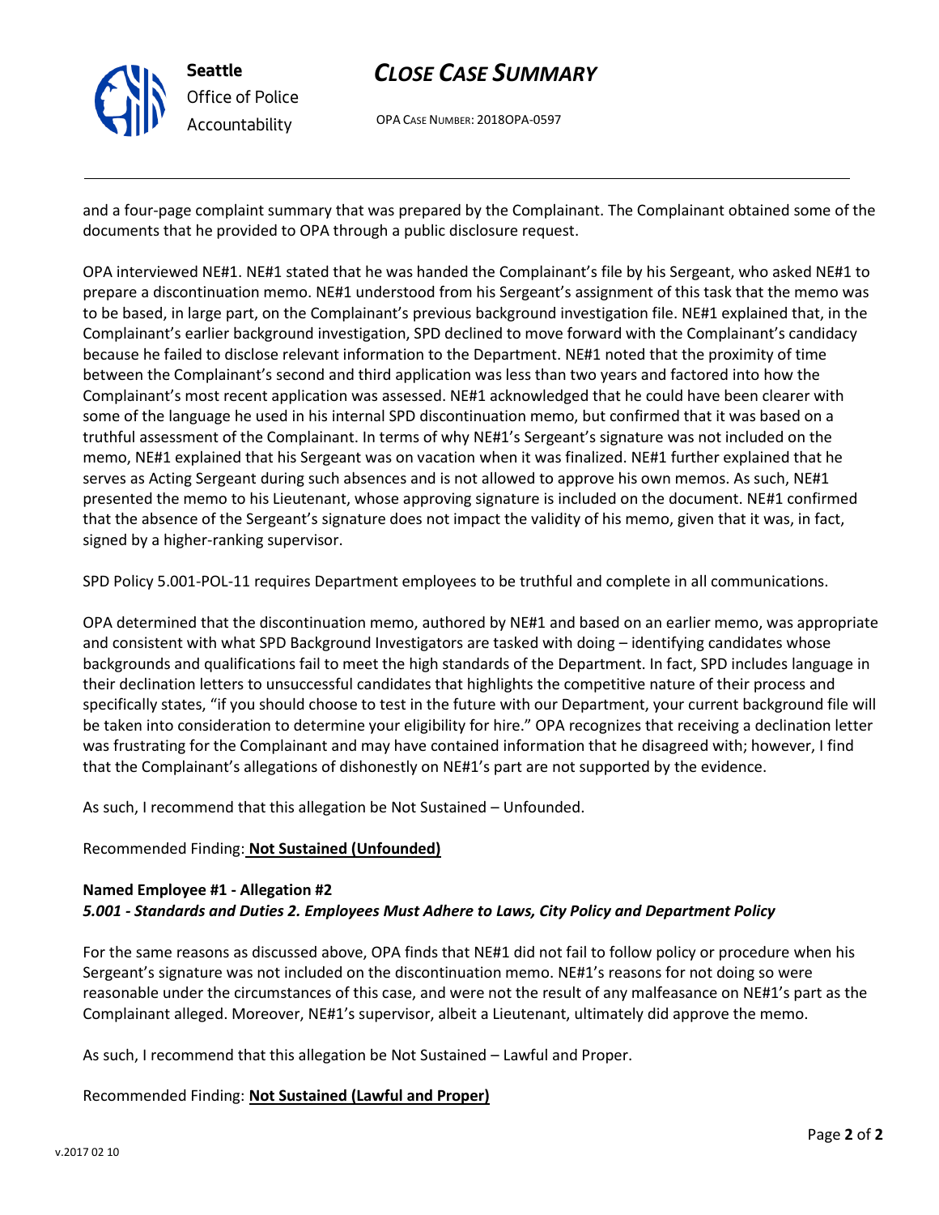and a four-page complaint summary that was prepared by the Complainant. The Complainant obtained some of the documents that he provided to OPA through a public disclosure request.

OPA interviewed NE#1. NE#1 stated that he was handed the Complainant's file by his Sergeant, who asked NE#1 to prepare a discontinuation memo. NE#1 understood from his Sergeant's assignment of this task that the memo was to be based, in large part, on the Complainant's previous background investigation file. NE#1 explained that, in the Complainant's earlier background investigation, SPD declined to move forward with the Complainant's candidacy because he failed to disclose relevant information to the Department. NE#1 noted that the proximity of time between the Complainant's second and third application was less than two years and factored into how the Complainant's most recent application was assessed. NE#1 acknowledged that he could have been clearer with some of the language he used in his internal SPD discontinuation memo, but confirmed that it was based on a truthful assessment of the Complainant. In terms of why NE#1's Sergeant's signature was not included on the memo, NE#1 explained that his Sergeant was on vacation when it was finalized. NE#1 further explained that he serves as Acting Sergeant during such absences and is not allowed to approve his own memos. As such, NE#1 presented the memo to his Lieutenant, whose approving signature is included on the document. NE#1 confirmed that the absence of the Sergeant's signature does not impact the validity of his memo, given that it was, in fact, signed by a higher-ranking supervisor.

SPD Policy 5.001-POL-11 requires Department employees to be truthful and complete in all communications.

OPA determined that the discontinuation memo, authored by NE#1 and based on an earlier memo, was appropriate and consistent with what SPD Background Investigators are tasked with doing – identifying candidates whose backgrounds and qualifications fail to meet the high standards of the Department. In fact, SPD includes language in their declination letters to unsuccessful candidates that highlights the competitive nature of their process and specifically states, "if you should choose to test in the future with our Department, your current background file will be taken into consideration to determine your eligibility for hire." OPA recognizes that receiving a declination letter was frustrating for the Complainant and may have contained information that he disagreed with; however, I find that the Complainant's allegations of dishonestly on NE#1's part are not supported by the evidence.

As such, I recommend that this allegation be Not Sustained – Unfounded.

Recommended Finding: **Not Sustained (Unfounded)**

**Named Employee #1 - Allegation #2**
***5.001 - Standards and Duties 2. Employees Must Adhere to Laws, City Policy and Department Policy***

For the same reasons as discussed above, OPA finds that NE#1 did not fail to follow policy or procedure when his Sergeant's signature was not included on the discontinuation memo. NE#1's reasons for not doing so were reasonable under the circumstances of this case, and were not the result of any malfeasance on NE#1's part as the Complainant alleged. Moreover, NE#1's supervisor, albeit a Lieutenant, ultimately did approve the memo.

As such, I recommend that this allegation be Not Sustained – Lawful and Proper.

Recommended Finding: **Not Sustained (Lawful and Proper)**